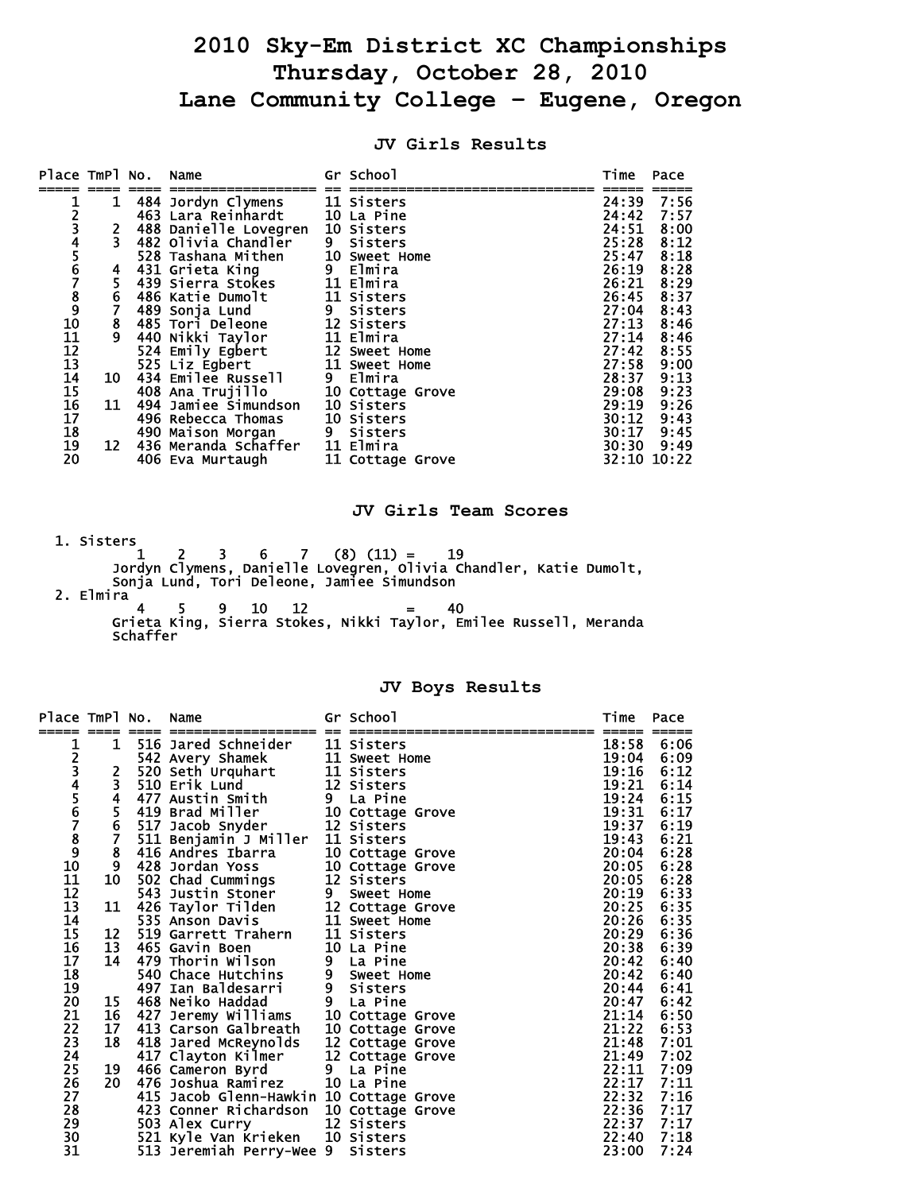# 2010 Sky-Em District XC Championships
# Thursday, October 28, 2010
# Lane Community College - Eugene, Oregon

## JV Girls Results

| Place | TmPl | No. | Name | Gr | School | Time | Pace |
|---|---|---|---|---|---|---|---|
| 1 | 1 | 484 | Jordyn Clymens | 11 | Sisters | 24:39 | 7:56 |
| 2 | | 463 | Lara Reinhardt | 10 | La Pine | 24:42 | 7:57 |
| 3 | 2 | 488 | Danielle Lovegren | 10 | Sisters | 24:51 | 8:00 |
| 4 | 3 | 482 | Olivia Chandler | 9 | Sisters | 25:28 | 8:12 |
| 5 | | 528 | Tashana Mithen | 10 | Sweet Home | 25:47 | 8:18 |
| 6 | 4 | 431 | Grieta King | 9 | Elmira | 26:19 | 8:28 |
| 7 | 5 | 439 | Sierra Stokes | 11 | Elmira | 26:21 | 8:29 |
| 8 | 6 | 486 | Katie Dumolt | 11 | Sisters | 26:45 | 8:37 |
| 9 | 7 | 489 | Sonja Lund | 9 | Sisters | 27:04 | 8:43 |
| 10 | 8 | 485 | Tori Deleone | 12 | Sisters | 27:13 | 8:46 |
| 11 | 9 | 440 | Nikki Taylor | 11 | Elmira | 27:14 | 8:46 |
| 12 | | 524 | Emily Egbert | 12 | Sweet Home | 27:42 | 8:55 |
| 13 | | 525 | Liz Egbert | 11 | Sweet Home | 27:58 | 9:00 |
| 14 | 10 | 434 | Emilee Russell | 9 | Elmira | 28:37 | 9:13 |
| 15 | | 408 | Ana Trujillo | 10 | Cottage Grove | 29:08 | 9:23 |
| 16 | 11 | 494 | Jamiee Simundson | 10 | Sisters | 29:19 | 9:26 |
| 17 | | 496 | Rebecca Thomas | 10 | Sisters | 30:12 | 9:43 |
| 18 | | 490 | Maison Morgan | 9 | Sisters | 30:17 | 9:45 |
| 19 | 12 | 436 | Meranda Schaffer | 11 | Elmira | 30:30 | 9:49 |
| 20 | | 406 | Eva Murtaugh | 11 | Cottage Grove | 32:10 | 10:22 |

## JV Girls Team Scores

1. Sisters
   1 2 3 6 7 (8) (11) = 19
   Jordyn Clymens, Danielle Lovegren, Olivia Chandler, Katie Dumolt, Sonja Lund, Tori Deleone, Jamiee Simundson
2. Elmira
   4 5 9 10 12 = 40
   Grieta King, Sierra Stokes, Nikki Taylor, Emilee Russell, Meranda Schaffer

## JV Boys Results

| Place | TmPl | No. | Name | Gr | School | Time | Pace |
|---|---|---|---|---|---|---|---|
| 1 | 1 | 516 | Jared Schneider | 11 | Sisters | 18:58 | 6:06 |
| 2 | | 542 | Avery Shamek | 11 | Sweet Home | 19:04 | 6:09 |
| 3 | 2 | 520 | Seth Urquhart | 11 | Sisters | 19:16 | 6:12 |
| 4 | 3 | 510 | Erik Lund | 12 | Sisters | 19:21 | 6:14 |
| 5 | 4 | 477 | Austin Smith | 9 | La Pine | 19:24 | 6:15 |
| 6 | 5 | 419 | Brad Miller | 10 | Cottage Grove | 19:31 | 6:17 |
| 7 | 6 | 517 | Jacob Snyder | 12 | Sisters | 19:37 | 6:19 |
| 8 | 7 | 511 | Benjamin J Miller | 11 | Sisters | 19:43 | 6:21 |
| 9 | 8 | 416 | Andres Ibarra | 10 | Cottage Grove | 20:04 | 6:28 |
| 10 | 9 | 428 | Jordan Yoss | 10 | Cottage Grove | 20:05 | 6:28 |
| 11 | 10 | 502 | Chad Cummings | 12 | Sisters | 20:05 | 6:28 |
| 12 | | 543 | Justin Stoner | 9 | Sweet Home | 20:19 | 6:33 |
| 13 | 11 | 426 | Taylor Tilden | 12 | Cottage Grove | 20:25 | 6:35 |
| 14 | | 535 | Anson Davis | 11 | Sweet Home | 20:26 | 6:35 |
| 15 | 12 | 519 | Garrett Trahern | 11 | Sisters | 20:29 | 6:36 |
| 16 | 13 | 465 | Gavin Boen | 10 | La Pine | 20:38 | 6:39 |
| 17 | 14 | 479 | Thorin Wilson | 9 | La Pine | 20:42 | 6:40 |
| 18 | | 540 | Chace Hutchins | 9 | Sweet Home | 20:42 | 6:40 |
| 19 | | 497 | Ian Baldesarri | 9 | Sisters | 20:44 | 6:41 |
| 20 | 15 | 468 | Neiko Haddad | 9 | La Pine | 20:47 | 6:42 |
| 21 | 16 | 427 | Jeremy Williams | 10 | Cottage Grove | 21:14 | 6:50 |
| 22 | 17 | 413 | Carson Galbreath | 10 | Cottage Grove | 21:22 | 6:53 |
| 23 | 18 | 418 | Jared McReynolds | 12 | Cottage Grove | 21:48 | 7:01 |
| 24 | | 417 | Clayton Kilmer | 12 | Cottage Grove | 21:49 | 7:02 |
| 25 | 19 | 466 | Cameron Byrd | 9 | La Pine | 22:11 | 7:09 |
| 26 | 20 | 476 | Joshua Ramirez | 10 | La Pine | 22:17 | 7:11 |
| 27 | | 415 | Jacob Glenn-Hawkin | 10 | Cottage Grove | 22:32 | 7:16 |
| 28 | | 423 | Conner Richardson | 10 | Cottage Grove | 22:36 | 7:17 |
| 29 | | 503 | Alex Curry | 12 | Sisters | 22:37 | 7:17 |
| 30 | | 521 | Kyle Van Krieken | 10 | Sisters | 22:40 | 7:18 |
| 31 | | 513 | Jeremiah Perry-Wee | 9 | Sisters | 23:00 | 7:24 |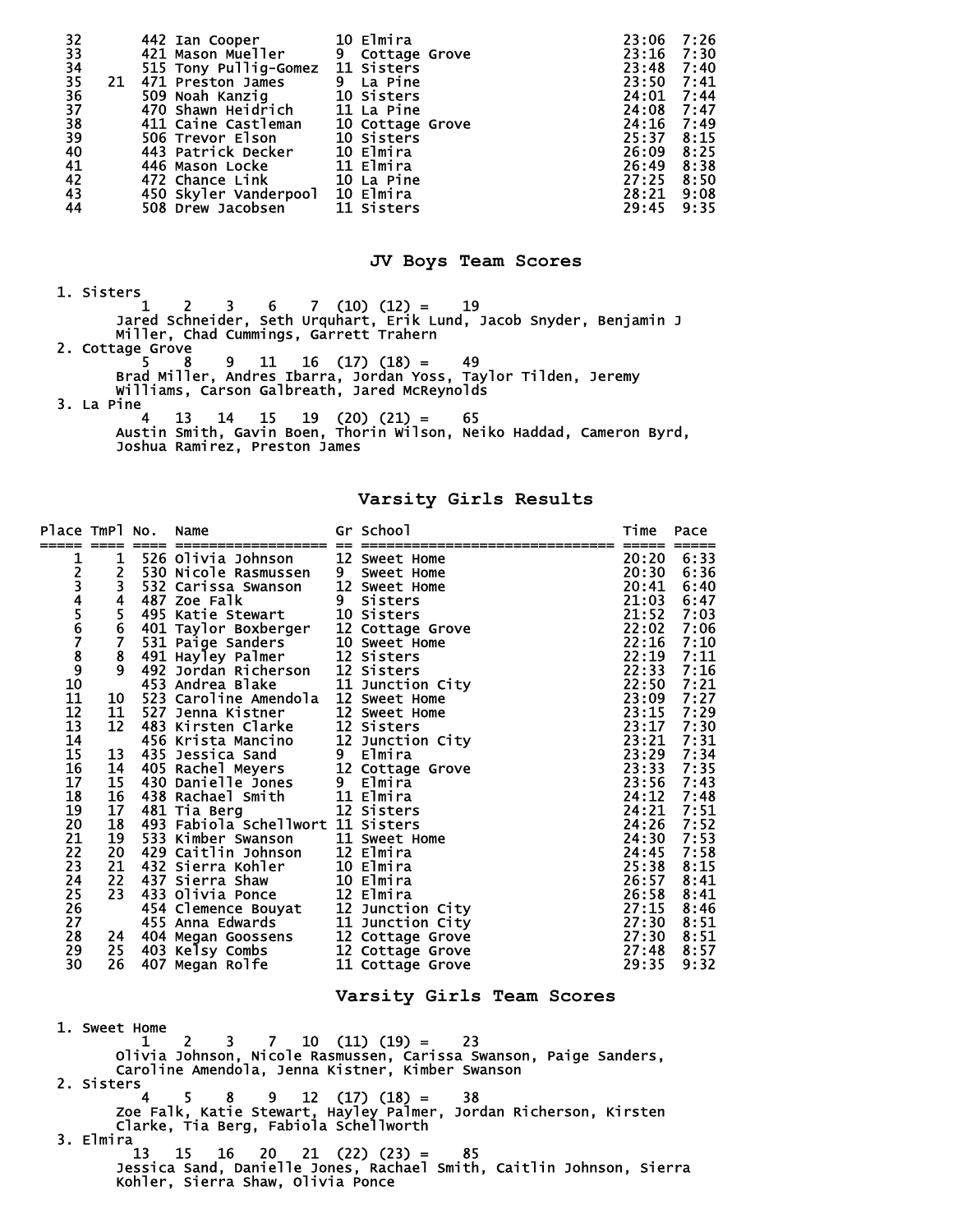| Place | TmPl | No. | Name | Gr | School | Time | Pace |
|---|---|---|---|---|---|---|---|
| 32 | | 442 | Ian Cooper | 10 | Elmira | 23:06 | 7:26 |
| 33 | | 421 | Mason Mueller | 9 | Cottage Grove | 23:16 | 7:30 |
| 34 | | 515 | Tony Pullig-Gomez | 11 | Sisters | 23:48 | 7:40 |
| 35 | 21 | 471 | Preston James | 9 | La Pine | 23:50 | 7:41 |
| 36 | | 509 | Noah Kanzig | 10 | Sisters | 24:01 | 7:44 |
| 37 | | 470 | Shawn Heidrich | 11 | La Pine | 24:08 | 7:47 |
| 38 | | 411 | Caine Castleman | 10 | Cottage Grove | 24:16 | 7:49 |
| 39 | | 506 | Trevor Elson | 10 | Sisters | 25:37 | 8:15 |
| 40 | | 443 | Patrick Decker | 10 | Elmira | 26:09 | 8:25 |
| 41 | | 446 | Mason Locke | 11 | Elmira | 26:49 | 8:38 |
| 42 | | 472 | Chance Link | 10 | La Pine | 27:25 | 8:50 |
| 43 | | 450 | Skyler Vanderpool | 10 | Elmira | 28:21 | 9:08 |
| 44 | | 508 | Drew Jacobsen | 11 | Sisters | 29:45 | 9:35 |

## JV Boys Team Scores

1. Sisters
   1 2 3 6 7 (10) (12) = 19
   Jared Schneider, Seth Urquhart, Erik Lund, Jacob Snyder, Benjamin J Miller, Chad Cummings, Garrett Trahern
2. Cottage Grove
   5 8 9 11 16 (17) (18) = 49
   Brad Miller, Andres Ibarra, Jordan Yoss, Taylor Tilden, Jeremy Williams, Carson Galbreath, Jared McReynolds
3. La Pine
   4 13 14 15 19 (20) (21) = 65
   Austin Smith, Gavin Boen, Thorin Wilson, Neiko Haddad, Cameron Byrd, Joshua Ramirez, Preston James

## Varsity Girls Results

| Place | TmPl | No. | Name | Gr | School | Time | Pace |
|---|---|---|---|---|---|---|---|
| 1 | 1 | 526 | Olivia Johnson | 12 | Sweet Home | 20:20 | 6:33 |
| 2 | 2 | 530 | Nicole Rasmussen | 9 | Sweet Home | 20:30 | 6:36 |
| 3 | 3 | 532 | Carissa Swanson | 12 | Sweet Home | 20:41 | 6:40 |
| 4 | 4 | 487 | Zoe Falk | 9 | Sisters | 21:03 | 6:47 |
| 5 | 5 | 495 | Katie Stewart | 10 | Sisters | 21:52 | 7:03 |
| 6 | 6 | 401 | Taylor Boxberger | 12 | Cottage Grove | 22:02 | 7:06 |
| 7 | 7 | 531 | Paige Sanders | 10 | Sweet Home | 22:16 | 7:10 |
| 8 | 8 | 491 | Hayley Palmer | 12 | Sisters | 22:19 | 7:11 |
| 9 | 9 | 492 | Jordan Richerson | 12 | Sisters | 22:33 | 7:16 |
| 10 | | 453 | Andrea Blake | 11 | Junction City | 22:50 | 7:21 |
| 11 | 10 | 523 | Caroline Amendola | 12 | Sweet Home | 23:09 | 7:27 |
| 12 | 11 | 527 | Jenna Kistner | 12 | Sweet Home | 23:15 | 7:29 |
| 13 | 12 | 483 | Kirsten Clarke | 12 | Sisters | 23:17 | 7:30 |
| 14 | | 456 | Krista Mancino | 12 | Junction City | 23:21 | 7:31 |
| 15 | 13 | 435 | Jessica Sand | 9 | Elmira | 23:29 | 7:34 |
| 16 | 14 | 405 | Rachel Meyers | 12 | Cottage Grove | 23:33 | 7:35 |
| 17 | 15 | 430 | Danielle Jones | 9 | Elmira | 23:56 | 7:43 |
| 18 | 16 | 438 | Rachael Smith | 11 | Elmira | 24:12 | 7:48 |
| 19 | 17 | 481 | Tia Berg | 12 | Sisters | 24:21 | 7:51 |
| 20 | 18 | 493 | Fabiola Schellwort | 11 | Sisters | 24:26 | 7:52 |
| 21 | 19 | 533 | Kimber Swanson | 11 | Sweet Home | 24:30 | 7:53 |
| 22 | 20 | 429 | Caitlin Johnson | 12 | Elmira | 24:45 | 7:58 |
| 23 | 21 | 432 | Sierra Kohler | 10 | Elmira | 25:38 | 8:15 |
| 24 | 22 | 437 | Sierra Shaw | 10 | Elmira | 26:57 | 8:41 |
| 25 | 23 | 433 | Olivia Ponce | 12 | Elmira | 26:58 | 8:41 |
| 26 | | 454 | Clemence Bouyat | 12 | Junction City | 27:15 | 8:46 |
| 27 | | 455 | Anna Edwards | 11 | Junction City | 27:30 | 8:51 |
| 28 | 24 | 404 | Megan Goossens | 12 | Cottage Grove | 27:30 | 8:51 |
| 29 | 25 | 403 | Kelsy Combs | 12 | Cottage Grove | 27:48 | 8:57 |
| 30 | 26 | 407 | Megan Rolfe | 11 | Cottage Grove | 29:35 | 9:32 |

## Varsity Girls Team Scores

1. Sweet Home
   1 2 3 7 10 (11) (19) = 23
   Olivia Johnson, Nicole Rasmussen, Carissa Swanson, Paige Sanders, Caroline Amendola, Jenna Kistner, Kimber Swanson
2. Sisters
   4 5 8 9 12 (17) (18) = 38
   Zoe Falk, Katie Stewart, Hayley Palmer, Jordan Richerson, Kirsten Clarke, Tia Berg, Fabiola Schellworth
3. Elmira
   13 15 16 20 21 (22) (23) = 85
   Jessica Sand, Danielle Jones, Rachael Smith, Caitlin Johnson, Sierra Kohler, Sierra Shaw, Olivia Ponce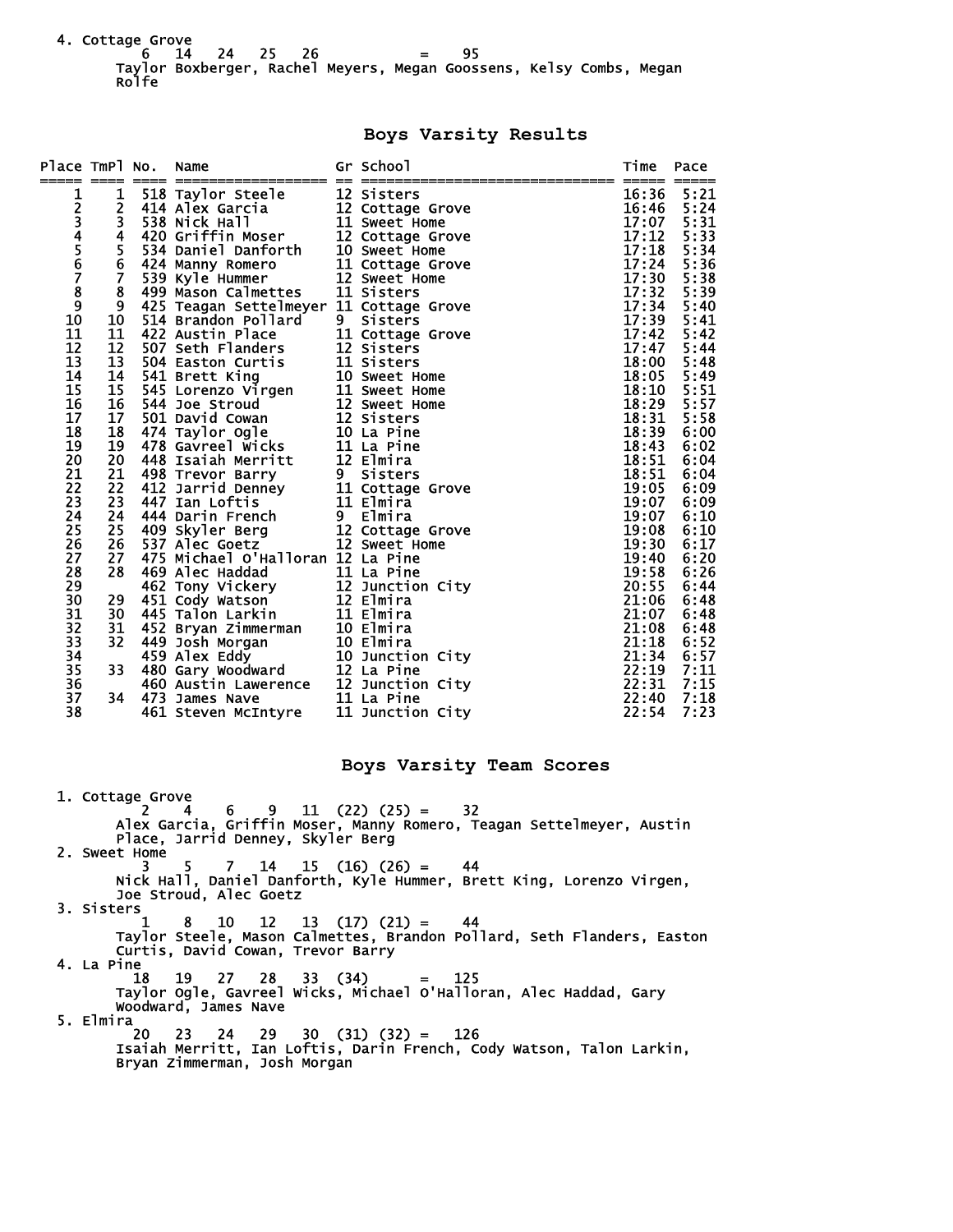4. Cottage Grove
    6   14   24   25   26           =    95
    Taylor Boxberger, Rachel Meyers, Megan Goossens, Kelsy Combs, Megan Rolfe

## Boys Varsity Results

| Place | TmPl | No. | Name | Gr | School | Time | Pace |
|---|---|---|---|---|---|---|---|
| 1 | 1 | 518 | Taylor Steele | 12 | Sisters | 16:36 | 5:21 |
| 2 | 2 | 414 | Alex Garcia | 12 | Cottage Grove | 16:46 | 5:24 |
| 3 | 3 | 538 | Nick Hall | 11 | Sweet Home | 17:07 | 5:31 |
| 4 | 4 | 420 | Griffin Moser | 12 | Cottage Grove | 17:12 | 5:33 |
| 5 | 5 | 534 | Daniel Danforth | 10 | Sweet Home | 17:18 | 5:34 |
| 6 | 6 | 424 | Manny Romero | 11 | Cottage Grove | 17:24 | 5:36 |
| 7 | 7 | 539 | Kyle Hummer | 12 | Sweet Home | 17:30 | 5:38 |
| 8 | 8 | 499 | Mason Calmettes | 11 | Sisters | 17:32 | 5:39 |
| 9 | 9 | 425 | Teagan Settelmeyer | 11 | Cottage Grove | 17:34 | 5:40 |
| 10 | 10 | 514 | Brandon Pollard | 9 | Sisters | 17:39 | 5:41 |
| 11 | 11 | 422 | Austin Place | 11 | Cottage Grove | 17:42 | 5:42 |
| 12 | 12 | 507 | Seth Flanders | 12 | Sisters | 17:47 | 5:44 |
| 13 | 13 | 504 | Easton Curtis | 11 | Sisters | 18:00 | 5:48 |
| 14 | 14 | 541 | Brett King | 10 | Sweet Home | 18:05 | 5:49 |
| 15 | 15 | 545 | Lorenzo Virgen | 11 | Sweet Home | 18:10 | 5:51 |
| 16 | 16 | 544 | Joe Stroud | 12 | Sweet Home | 18:29 | 5:57 |
| 17 | 17 | 501 | David Cowan | 12 | Sisters | 18:31 | 5:58 |
| 18 | 18 | 474 | Taylor Ogle | 10 | La Pine | 18:39 | 6:00 |
| 19 | 19 | 478 | Gavreel Wicks | 11 | La Pine | 18:43 | 6:02 |
| 20 | 20 | 448 | Isaiah Merritt | 12 | Elmira | 18:51 | 6:04 |
| 21 | 21 | 498 | Trevor Barry | 9 | Sisters | 18:51 | 6:04 |
| 22 | 22 | 412 | Jarrid Denney | 11 | Cottage Grove | 19:05 | 6:09 |
| 23 | 23 | 447 | Ian Loftis | 11 | Elmira | 19:07 | 6:09 |
| 24 | 24 | 444 | Darin French | 9 | Elmira | 19:07 | 6:10 |
| 25 | 25 | 409 | Skyler Berg | 12 | Cottage Grove | 19:08 | 6:10 |
| 26 | 26 | 537 | Alec Goetz | 12 | Sweet Home | 19:30 | 6:17 |
| 27 | 27 | 475 | Michael O'Halloran | 12 | La Pine | 19:40 | 6:20 |
| 28 | 28 | 469 | Alec Haddad | 11 | La Pine | 19:58 | 6:26 |
| 29 | | 462 | Tony Vickery | 12 | Junction City | 20:55 | 6:44 |
| 30 | 29 | 451 | Cody Watson | 12 | Elmira | 21:06 | 6:48 |
| 31 | 30 | 445 | Talon Larkin | 11 | Elmira | 21:07 | 6:48 |
| 32 | 31 | 452 | Bryan Zimmerman | 10 | Elmira | 21:08 | 6:48 |
| 33 | 32 | 449 | Josh Morgan | 10 | Elmira | 21:18 | 6:52 |
| 34 | | 459 | Alex Eddy | 10 | Junction City | 21:34 | 6:57 |
| 35 | 33 | 480 | Gary Woodward | 12 | La Pine | 22:19 | 7:11 |
| 36 | | 460 | Austin Lawerence | 12 | Junction City | 22:31 | 7:15 |
| 37 | 34 | 473 | James Nave | 11 | La Pine | 22:40 | 7:18 |
| 38 | | 461 | Steven McIntyre | 11 | Junction City | 22:54 | 7:23 |

## Boys Varsity Team Scores

1. Cottage Grove
    2   4   6   9   11  (22) (25) =    32
    Alex Garcia, Griffin Moser, Manny Romero, Teagan Settelmeyer, Austin Place, Jarrid Denney, Skyler Berg
2. Sweet Home
    3   5   7   14   15  (16) (26) =    44
    Nick Hall, Daniel Danforth, Kyle Hummer, Brett King, Lorenzo Virgen, Joe Stroud, Alec Goetz
3. Sisters
    1   8   10   12   13  (17) (21) =    44
    Taylor Steele, Mason Calmettes, Brandon Pollard, Seth Flanders, Easton Curtis, David Cowan, Trevor Barry
4. La Pine
    18   19   27   28   33  (34)      =   125
    Taylor Ogle, Gavreel Wicks, Michael O'Halloran, Alec Haddad, Gary Woodward, James Nave
5. Elmira
    20   23   24   29   30  (31) (32) =   126
    Isaiah Merritt, Ian Loftis, Darin French, Cody Watson, Talon Larkin, Bryan Zimmerman, Josh Morgan